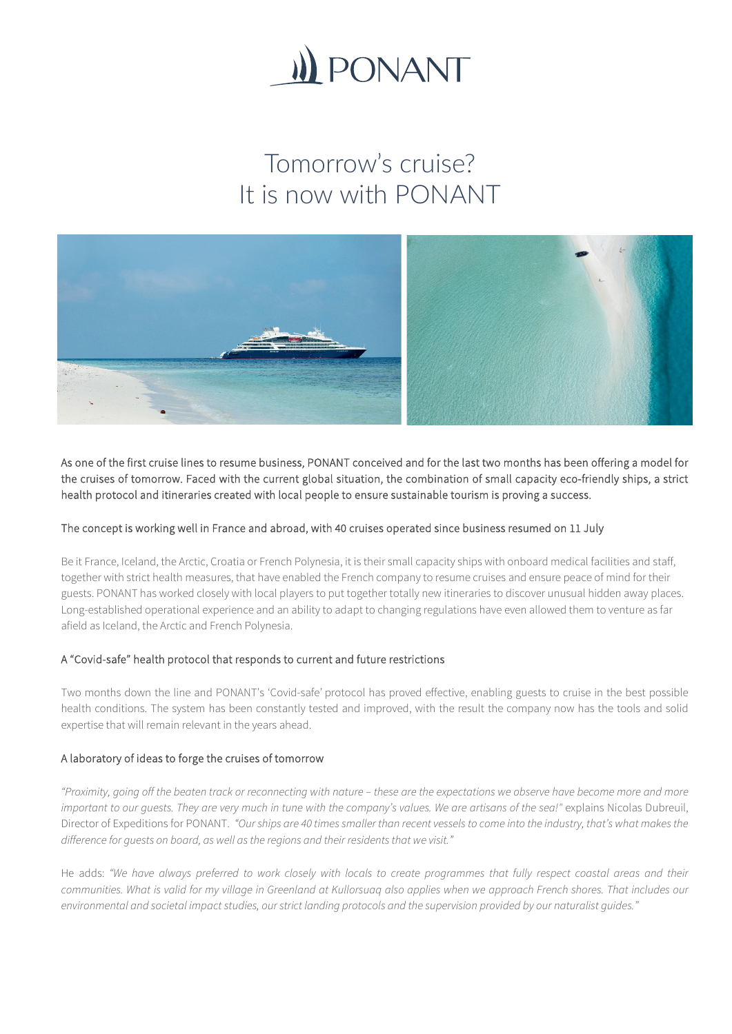# Tomorrow's cruise?
# It is now with PONANT

As one of the first cruise lines to resume business, PONANT conceived and for the last two months has been offering a model for the cruises of tomorrow. Faced with the current global situation, the combination of small capacity eco-friendly ships, a strict health protocol and itineraries created with local people to ensure sustainable tourism is proving a success.

### The concept is working well in France and abroad, with 40 cruises operated since business resumed on 11 July

Be it France, Iceland, the Arctic, Croatia or French Polynesia, it is their small capacity ships with onboard medical facilities and staff, together with strict health measures, that have enabled the French company to resume cruises and ensure peace of mind for their guests. PONANT has worked closely with local players to put together totally new itineraries to discover unusual hidden away places. Long-established operational experience and an ability to adapt to changing regulations have even allowed them to venture as far afield as Iceland, the Arctic and French Polynesia.

### A "Covid-safe" health protocol that responds to current and future restrictions

Two months down the line and PONANT's 'Covid-safe' protocol has proved effective, enabling guests to cruise in the best possible health conditions. The system has been constantly tested and improved, with the result the company now has the tools and solid expertise that will remain relevant in the years ahead.

### A laboratory of ideas to forge the cruises of tomorrow

*"Proximity, going off the beaten track or reconnecting with nature – these are the expectations we observe have become more and more important to our guests. They are very much in tune with the company's values. We are artisans of the sea!"* explains Nicolas Dubreuil, Director of Expeditions for PONANT. *"Our ships are 40 times smaller than recent vessels to come into the industry, that's what makes the difference for guests on board, as well as the regions and their residents that we visit."*

He adds: *"We have always preferred to work closely with locals to create programmes that fully respect coastal areas and their communities. What is valid for my village in Greenland at Kullorsuaq also applies when we approach French shores. That includes our environmental and societal impact studies, our strict landing protocols and the supervision provided by our naturalist guides."*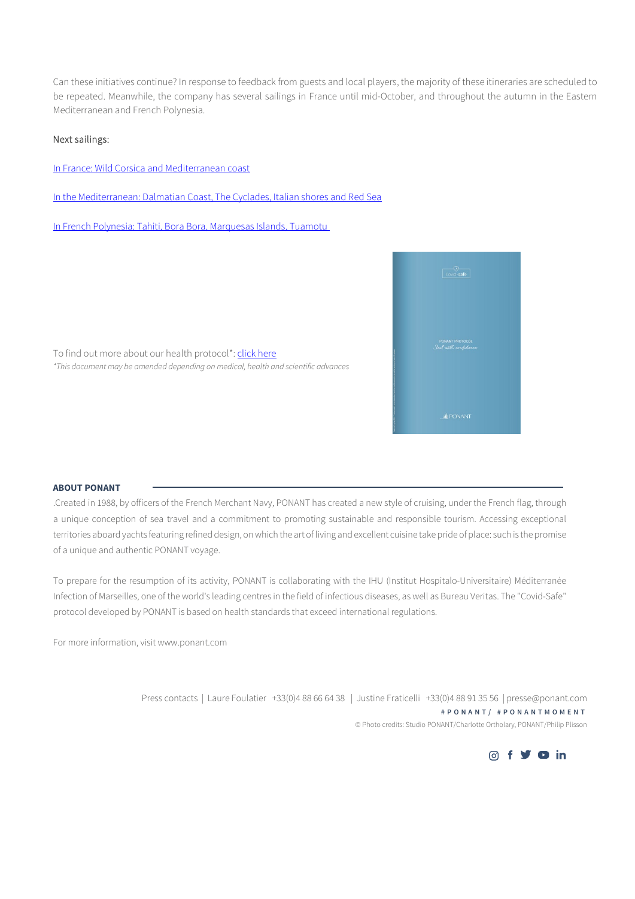Can these initiatives continue? In response to feedback from guests and local players, the majority of these itineraries are scheduled to be repeated. Meanwhile, the company has several sailings in France until mid-October, and throughout the autumn in the Eastern Mediterranean and French Polynesia.

Next sailings:

In France: Wild Corsica and Mediterranean coast

In the Mediterranean: Dalmatian Coast, The Cyclades, Italian shores and Red Sea

In French Polynesia: Tahiti, Bora Bora, Marquesas Islands, Tuamotu

To find out more about our health protocol*: click here

*This document may be amended depending on medical, health and scientific advances*

### ABOUT PONANT

.Created in 1988, by officers of the French Merchant Navy, PONANT has created a new style of cruising, under the French flag, through a unique conception of sea travel and a commitment to promoting sustainable and responsible tourism. Accessing exceptional territories aboard yachts featuring refined design, on which the art of living and excellent cuisine take pride of place: such is the promise of a unique and authentic PONANT voyage.

To prepare for the resumption of its activity, PONANT is collaborating with the IHU (Institut Hospitalo-Universitaire) Méditerranée Infection of Marseilles, one of the world's leading centres in the field of infectious diseases, as well as Bureau Veritas. The "Covid-Safe" protocol developed by PONANT is based on health standards that exceed international regulations.

For more information, visit www.ponant.com

Press contacts | Laure Foulatier +33(0)4 88 66 64 38 | Justine Fraticelli +33(0)4 88 91 35 56 | presse@ponant.com

**#PONANT/ #PONANTMOMENT**

© Photo credits: Studio PONANT/Charlotte Ortholary, PONANT/Philip Plisson